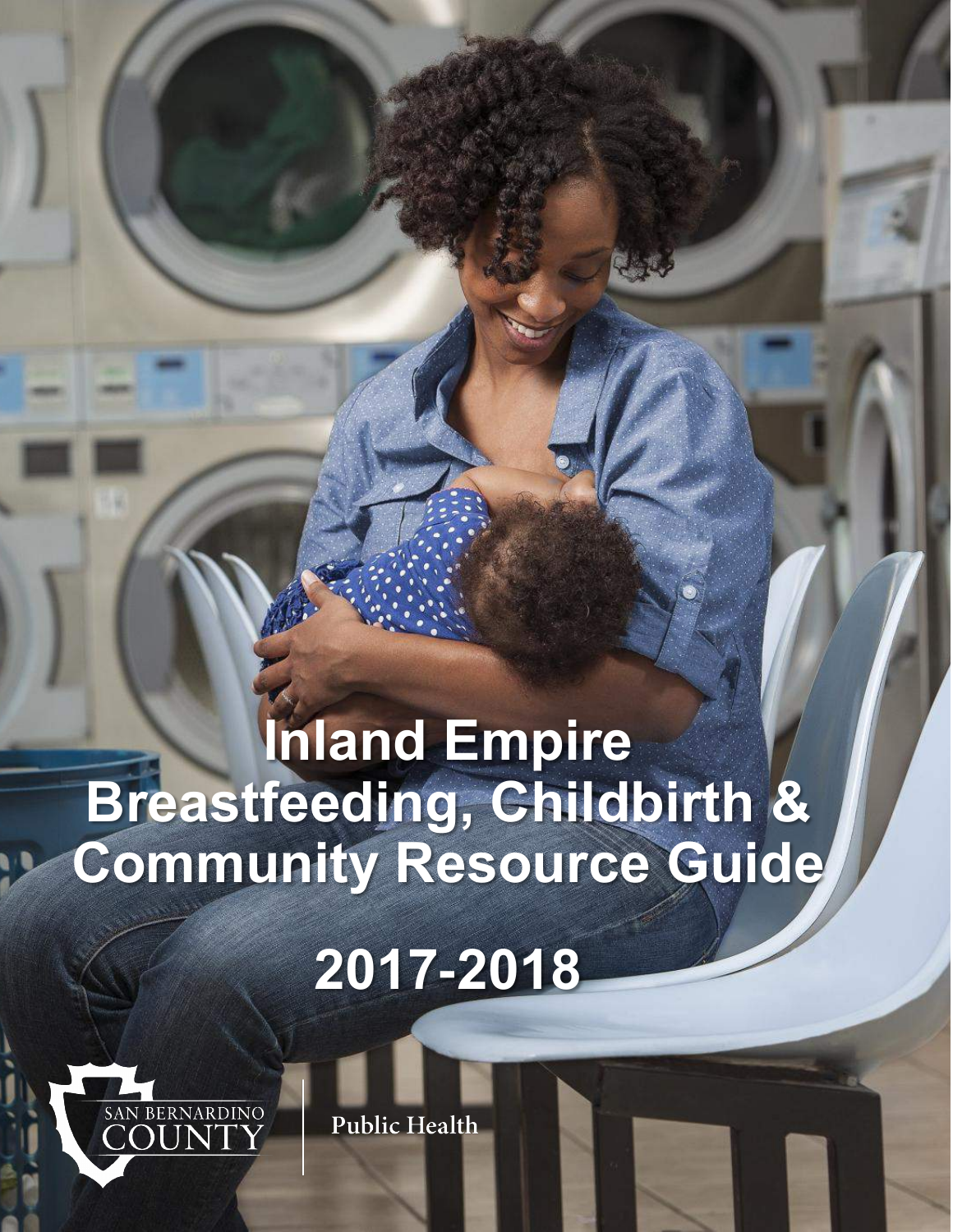# Inland Empire Breastfeeding, Childbirth & Community Resource Guide

## 2017-2018

SAN BERNARDINO COUNTY

Public Health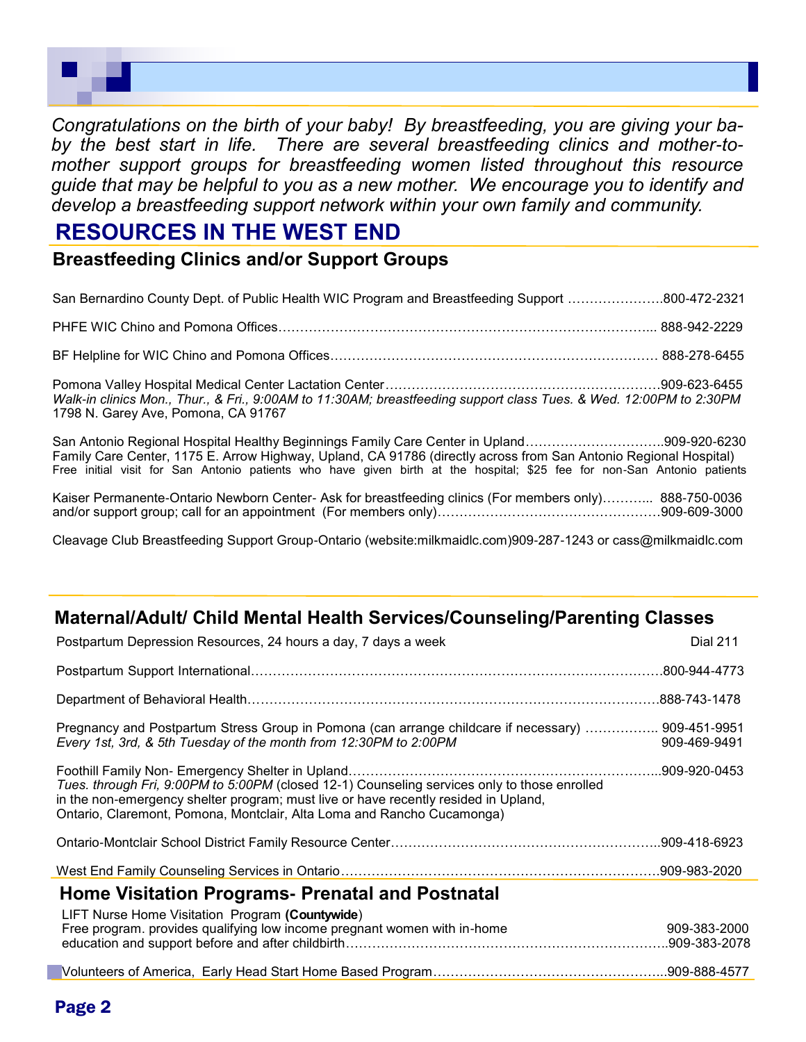*Congratulations on the birth of your baby! By breastfeeding, you are giving your baby the best start in life. There are several breastfeeding clinics and mother-to-mother support groups for breastfeeding women listed throughout this resource guide that may be helpful to you as a new mother. We encourage you to identify and develop a breastfeeding support network within your own family and community.*

# RESOURCES IN THE WEST END

## Breastfeeding Clinics and/or Support Groups

San Bernardino County Dept. of Public Health WIC Program and Breastfeeding Support ………………….800-472-2321

PHFE WIC Chino and Pomona Offices………………………………………………………………………... 888-942-2229

BF Helpline for WIC Chino and Pomona Offices…………………………………………………………… 888-278-6455

Pomona Valley Hospital Medical Center Lactation Center………………………………………………………909-623-6455
*Walk-in clinics Mon., Thur., & Fri., 9:00AM to 11:30AM; breastfeeding support class Tues. & Wed. 12:00PM to 2:30PM*
1798 N. Garey Ave, Pomona, CA 91767

San Antonio Regional Hospital Healthy Beginnings Family Care Center in Upland………………………….909-920-6230
Family Care Center, 1175 E. Arrow Highway, Upland, CA 91786 (directly across from San Antonio Regional Hospital)
Free initial visit for San Antonio patients who have given birth at the hospital; $25 fee for non-San Antonio patients

Kaiser Permanente-Ontario Newborn Center- Ask for breastfeeding clinics (For members only)……….. 888-750-0036
and/or support group; call for an appointment (For members only)……………………………………………909-609-3000

Cleavage Club Breastfeeding Support Group-Ontario (website:milkmaidlc.com)909-287-1243 or cass@milkmaidlc.com

## Maternal/Adult/ Child Mental Health Services/Counseling/Parenting Classes

Postpartum Depression Resources, 24 hours a day, 7 days a week — Dial 211

Postpartum Support International………………………………………………………………………………….800-944-4773

Department of Behavioral Health…………………………………………………………………………………888-743-1478

Pregnancy and Postpartum Stress Group in Pomona (can arrange childcare if necessary) …………….. 909-451-9951
*Every 1st, 3rd, & 5th Tuesday of the month from 12:30PM to 2:00PM* — 909-469-9491

Foothill Family Non- Emergency Shelter in Upland……………………………………………………………...909-920-0453
*Tues. through Fri, 9:00PM to 5:00PM* (closed 12-1) Counseling services only to those enrolled in the non-emergency shelter program; must live or have recently resided in Upland, Ontario, Claremont, Pomona, Montclair, Alta Loma and Rancho Cucamonga)

Ontario-Montclair School District Family Resource Center……………………………………………………..909-418-6923

West End Family Counseling Services in Ontario………………………………………………………………909-983-2020

## Home Visitation Programs- Prenatal and Postnatal

LIFT Nurse Home Visitation Program **(Countywide)**
Free program. provides qualifying low income pregnant women with in-home education and support before and after childbirth…………………………………………………………………909-383-2000 / 909-383-2078

Volunteers of America, Early Head Start Home Based Program……………………………………………...909-888-4577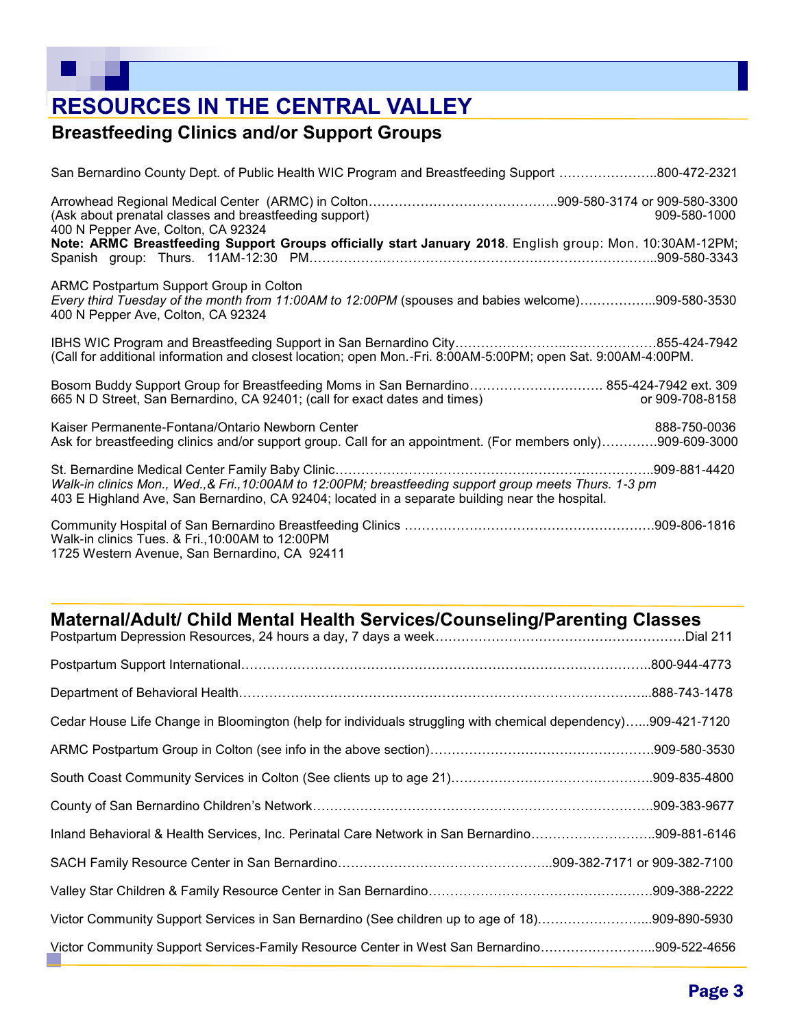# RESOURCES IN THE CENTRAL VALLEY

## Breastfeeding Clinics and/or Support Groups

San Bernardino County Dept. of Public Health WIC Program and Breastfeeding Support …………………..800-472-2321

Arrowhead Regional Medical Center (ARMC) in Colton……………………………………..909-580-3174 or 909-580-3300
(Ask about prenatal classes and breastfeeding support) 909-580-1000
400 N Pepper Ave, Colton, CA 92324
**Note: ARMC Breastfeeding Support Groups officially start January 2018**. English group: Mon. 10:30AM-12PM; Spanish group: Thurs. 11AM-12:30 PM……………………………………………………………………..909-580-3343

ARMC Postpartum Support Group in Colton
*Every third Tuesday of the month from 11:00AM to 12:00PM* (spouses and babies welcome)……………..909-580-3530
400 N Pepper Ave, Colton, CA 92324

IBHS WIC Program and Breastfeeding Support in San Bernardino City……………………..…………………855-424-7942
(Call for additional information and closest location; open Mon.-Fri. 8:00AM-5:00PM; open Sat. 9:00AM-4:00PM.

Bosom Buddy Support Group for Breastfeeding Moms in San Bernardino………………………… 855-424-7942 ext. 309
665 N D Street, San Bernardino, CA 92401; (call for exact dates and times) or 909-708-8158

Kaiser Permanente-Fontana/Ontario Newborn Center 888-750-0036
Ask for breastfeeding clinics and/or support group. Call for an appointment. (For members only)…………909-609-3000

St. Bernardine Medical Center Family Baby Clinic………………………………………………………………..909-881-4420
*Walk-in clinics Mon., Wed.,& Fri.,10:00AM to 12:00PM; breastfeeding support group meets Thurs. 1-3 pm*
403 E Highland Ave, San Bernardino, CA 92404; located in a separate building near the hospital.

Community Hospital of San Bernardino Breastfeeding Clinics …………………………………………………909-806-1816
Walk-in clinics Tues. & Fri.,10:00AM to 12:00PM
1725 Western Avenue, San Bernardino, CA 92411

## Maternal/Adult/ Child Mental Health Services/Counseling/Parenting Classes

Postpartum Depression Resources, 24 hours a day, 7 days a week……………………………………………….Dial 211

Postpartum Support International……………………………………………………………………………..800-944-4773

Department of Behavioral Health……………………………………………………………………………...888-743-1478

Cedar House Life Change in Bloomington (help for individuals struggling with chemical dependency)…..909-421-7120

ARMC Postpartum Group in Colton (see info in the above section)……………………………………………909-580-3530

South Coast Community Services in Colton (See clients up to age 21)………………………………………909-835-4800

County of San Bernardino Children's Network……………………………………………………………………909-383-9677

Inland Behavioral & Health Services, Inc. Perinatal Care Network in San Bernardino………………………909-881-6146

SACH Family Resource Center in San Bernardino…………………………………………..909-382-7171 or 909-382-7100

Valley Star Children & Family Resource Center in San Bernardino……………………………………………909-388-2222

Victor Community Support Services in San Bernardino (See children up to age of 18)……………………...909-890-5930

Victor Community Support Services-Family Resource Center in West San Bernardino……………………..909-522-4656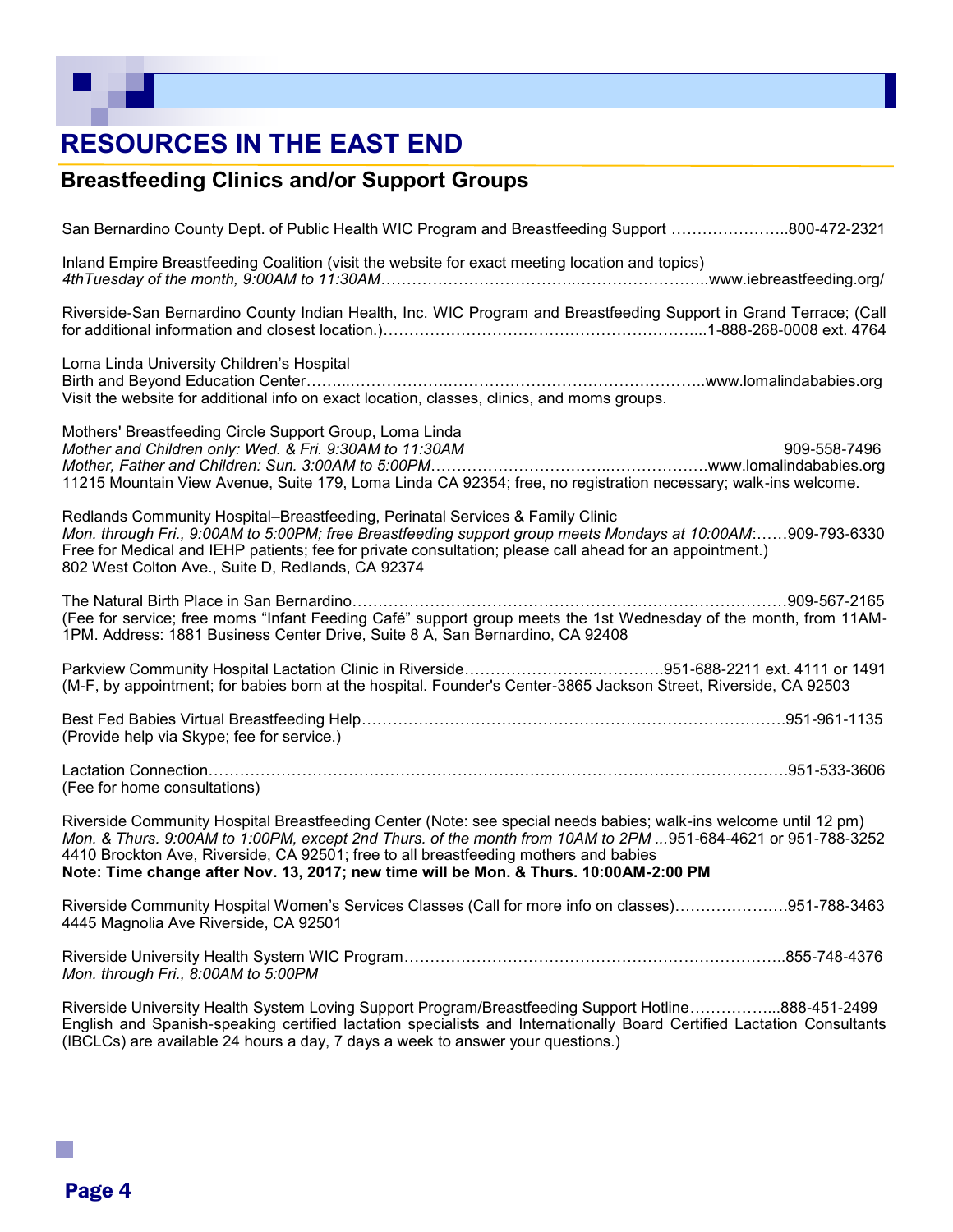# RESOURCES IN THE EAST END

## Breastfeeding Clinics and/or Support Groups

San Bernardino County Dept. of Public Health WIC Program and Breastfeeding Support …………………..800-472-2321

Inland Empire Breastfeeding Coalition (visit the website for exact meeting location and topics)
*4thTuesday of the month, 9:00AM to 11:30AM*……………………………..……………………..www.iebreastfeeding.org/

Riverside-San Bernardino County Indian Health, Inc. WIC Program and Breastfeeding Support in Grand Terrace; (Call for additional information and closest location.)……………………………………………………...1-888-268-0008 ext. 4764

Loma Linda University Children's Hospital
Birth and Beyond Education Center……..……………….………….……………………………..www.lomalindababies.org
Visit the website for additional info on exact location, classes, clinics, and moms groups.

Mothers' Breastfeeding Circle Support Group, Loma Linda
*Mother and Children only: Wed. & Fri. 9:30AM to 11:30AM* 909-558-7496
*Mother, Father and Children: Sun. 3:00AM to 5:00PM*……………………………..………………www.lomalindababies.org
11215 Mountain View Avenue, Suite 179, Loma Linda CA 92354; free, no registration necessary; walk-ins welcome.

Redlands Community Hospital–Breastfeeding, Perinatal Services & Family Clinic
*Mon. through Fri., 9:00AM to 5:00PM; free Breastfeeding support group meets Mondays at 10:00AM*:……909-793-6330
Free for Medical and IEHP patients; fee for private consultation; please call ahead for an appointment.)
802 West Colton Ave., Suite D, Redlands, CA 92374

The Natural Birth Place in San Bernardino……………………………………………………………………………909-567-2165
(Fee for service; free moms "Infant Feeding Café" support group meets the 1st Wednesday of the month, from 11AM-1PM. Address: 1881 Business Center Drive, Suite 8 A, San Bernardino, CA 92408

Parkview Community Hospital Lactation Clinic in Riverside…………………..…………951-688-2211 ext. 4111 or 1491
(M-F, by appointment; for babies born at the hospital. Founder's Center-3865 Jackson Street, Riverside, CA 92503

Best Fed Babies Virtual Breastfeeding Help………………………………………………………………………951-961-1135
(Provide help via Skype; fee for service.)

Lactation Connection……………………………………………………………………………………………951-533-3606
(Fee for home consultations)

Riverside Community Hospital Breastfeeding Center (Note: see special needs babies; walk-ins welcome until 12 pm)
*Mon. & Thurs. 9:00AM to 1:00PM, except 2nd Thurs. of the month from 10AM to 2PM ...*951-684-4621 or 951-788-3252
4410 Brockton Ave, Riverside, CA 92501; free to all breastfeeding mothers and babies
**Note: Time change after Nov. 13, 2017; new time will be Mon. & Thurs. 10:00AM-2:00 PM**

Riverside Community Hospital Women's Services Classes (Call for more info on classes)………………….951-788-3463
4445 Magnolia Ave Riverside, CA 92501

Riverside University Health System WIC Program………………………………………………………………..855-748-4376
*Mon. through Fri., 8:00AM to 5:00PM*

Riverside University Health System Loving Support Program/Breastfeeding Support Hotline……………...888-451-2499
English and Spanish-speaking certified lactation specialists and Internationally Board Certified Lactation Consultants (IBCLCs) are available 24 hours a day, 7 days a week to answer your questions.)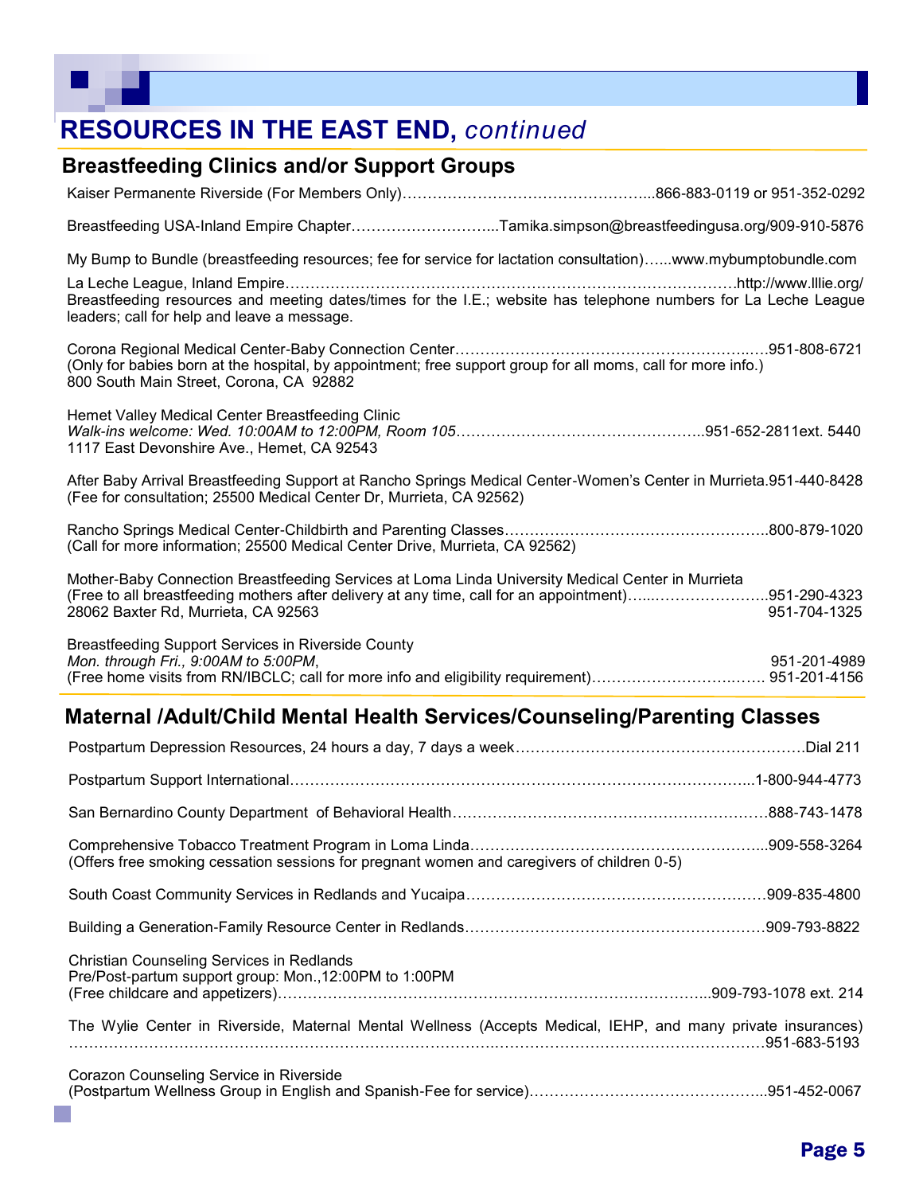# RESOURCES IN THE EAST END, *continued*

## Breastfeeding Clinics and/or Support Groups

Kaiser Permanente Riverside (For Members Only)…………………………………………...866-883-0119 or 951-352-0292

Breastfeeding USA-Inland Empire Chapter………………………...Tamika.simpson@breastfeedingusa.org/909-910-5876

My Bump to Bundle (breastfeeding resources; fee for service for lactation consultation)…...www.mybumptobundle.com

La Leche League, Inland Empire……………………………………………………………………………http://www.lllie.org/
Breastfeeding resources and meeting dates/times for the I.E.; website has telephone numbers for La Leche League leaders; call for help and leave a message.

Corona Regional Medical Center-Baby Connection Center…………………………………………………..….951-808-6721
(Only for babies born at the hospital, by appointment; free support group for all moms, call for more info.)
800 South Main Street, Corona, CA 92882

Hemet Valley Medical Center Breastfeeding Clinic
*Walk-ins welcome: Wed. 10:00AM to 12:00PM, Room 105*…………………………………………..951-652-2811ext. 5440
1117 East Devonshire Ave., Hemet, CA 92543

After Baby Arrival Breastfeeding Support at Rancho Springs Medical Center-Women's Center in Murrieta.951-440-8428
(Fee for consultation; 25500 Medical Center Dr, Murrieta, CA 92562)

Rancho Springs Medical Center-Childbirth and Parenting Classes……………………………………………..800-879-1020
(Call for more information; 25500 Medical Center Drive, Murrieta, CA 92562)

Mother-Baby Connection Breastfeeding Services at Loma Linda University Medical Center in Murrieta
(Free to all breastfeeding mothers after delivery at any time, call for an appointment)…...…………………..951-290-4323
28062 Baxter Rd, Murrieta, CA 92563 951-704-1325

Breastfeeding Support Services in Riverside County
*Mon. through Fri., 9:00AM to 5:00PM*, 951-201-4989
(Free home visits from RN/IBCLC; call for more info and eligibility requirement)…………………………..…. 951-201-4156

## Maternal /Adult/Child Mental Health Services/Counseling/Parenting Classes

Postpartum Depression Resources, 24 hours a day, 7 days a week…………………………………………………Dial 211

Postpartum Support International…………………………………………………………………………………..1-800-944-4773

San Bernardino County Department of Behavioral Health………………………………………………………888-743-1478

Comprehensive Tobacco Treatment Program in Loma Linda…………………………………………………...909-558-3264
(Offers free smoking cessation sessions for pregnant women and caregivers of children 0-5)

South Coast Community Services in Redlands and Yucaipa……………………………………………………909-835-4800

Building a Generation-Family Resource Center in Redlands……………………………………………………909-793-8822

Christian Counseling Services in Redlands
Pre/Post-partum support group: Mon.,12:00PM to 1:00PM
(Free childcare and appetizers)…………………………………………………………………………..909-793-1078 ext. 214

The Wylie Center in Riverside, Maternal Mental Wellness (Accepts Medical, IEHP, and many private insurances)
……………………………………………………………………………………………………………………951-683-5193

Corazon Counseling Service in Riverside
(Postpartum Wellness Group in English and Spanish-Fee for service)………………………………………...951-452-0067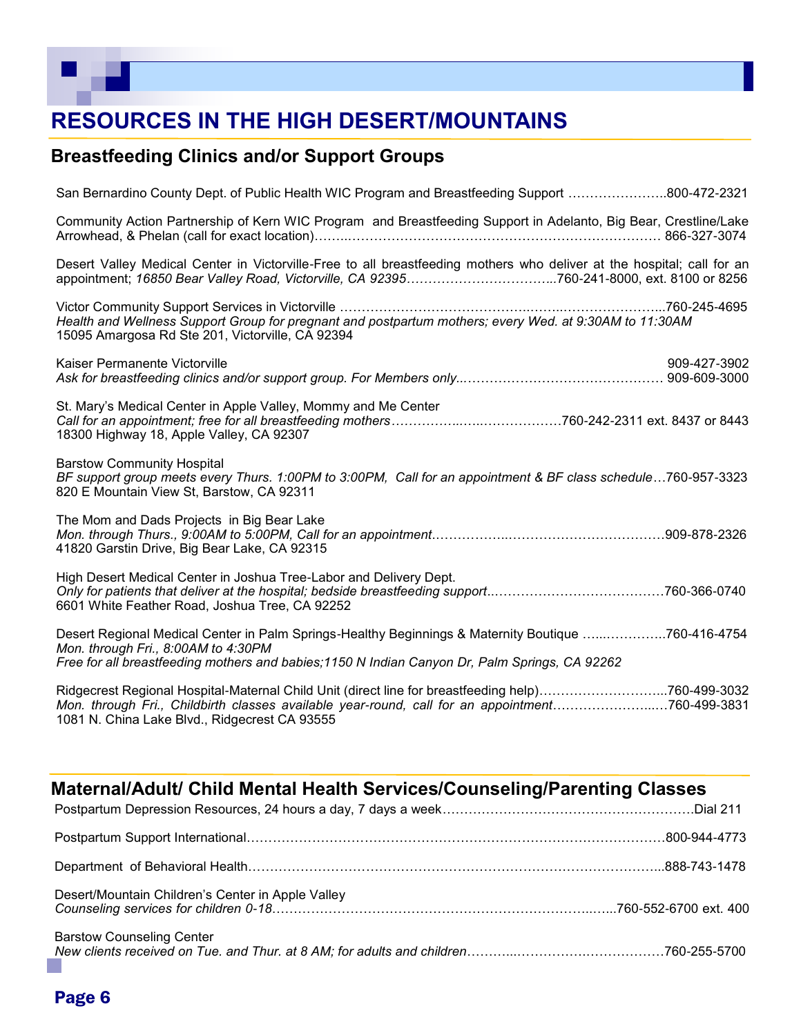# RESOURCES IN THE HIGH DESERT/MOUNTAINS

## Breastfeeding Clinics and/or Support Groups

San Bernardino County Dept. of Public Health WIC Program and Breastfeeding Support …………………..800-472-2321

Community Action Partnership of Kern WIC Program and Breastfeeding Support in Adelanto, Big Bear, Crestline/Lake Arrowhead, & Phelan (call for exact location)……………………………………………………………… 866-327-3074

Desert Valley Medical Center in Victorville-Free to all breastfeeding mothers who deliver at the hospital; call for an appointment; *16850 Bear Valley Road, Victorville, CA 92395*……………………………..760-241-8000, ext. 8100 or 8256

Victor Community Support Services in Victorville ……………………………………………………………………..760-245-4695
*Health and Wellness Support Group for pregnant and postpartum mothers; every Wed. at 9:30AM to 11:30AM*
15095 Amargosa Rd Ste 201, Victorville, CA 92394

Kaiser Permanente Victorville 909-427-3902
*Ask for breastfeeding clinics and/or support group. For Members only*..……………………………………… 909-609-3000

St. Mary's Medical Center in Apple Valley, Mommy and Me Center
*Call for an appointment; free for all breastfeeding mothers*……………………………………760-242-2311 ext. 8437 or 8443
18300 Highway 18, Apple Valley, CA 92307

Barstow Community Hospital
*BF support group meets every Thurs. 1:00PM to 3:00PM, Call for an appointment & BF class schedule*…760-957-3323
820 E Mountain View St, Barstow, CA 92311

The Mom and Dads Projects in Big Bear Lake
*Mon. through Thurs., 9:00AM to 5:00PM, Call for an appointment*……………………………………………909-878-2326
41820 Garstin Drive, Big Bear Lake, CA 92315

High Desert Medical Center in Joshua Tree-Labor and Delivery Dept.
*Only for patients that deliver at the hospital; bedside breastfeeding support*..…………………………………760-366-0740
6601 White Feather Road, Joshua Tree, CA 92252

Desert Regional Medical Center in Palm Springs-Healthy Beginnings & Maternity Boutique …..…………..760-416-4754
*Mon. through Fri., 8:00AM to 4:30PM*
*Free for all breastfeeding mothers and babies;1150 N Indian Canyon Dr, Palm Springs, CA 92262*

Ridgecrest Regional Hospital-Maternal Child Unit (direct line for breastfeeding help)………………………...760-499-3032
*Mon. through Fri., Childbirth classes available year-round, call for an appointment*……………………...760-499-3831
1081 N. China Lake Blvd., Ridgecrest CA 93555

## Maternal/Adult/ Child Mental Health Services/Counseling/Parenting Classes

Postpartum Depression Resources, 24 hours a day, 7 days a week…………………………………………………Dial 211

Postpartum Support International……………………………………………………………………………………800-944-4773

Department of Behavioral Health…………………………………………………………………………………...888-743-1478

Desert/Mountain Children's Center in Apple Valley
*Counseling services for children 0-18*………………………………………………………………..…..760-552-6700 ext. 400

Barstow Counseling Center
*New clients received on Tue. and Thur. at 8 AM; for adults and children*………..……………….………………760-255-5700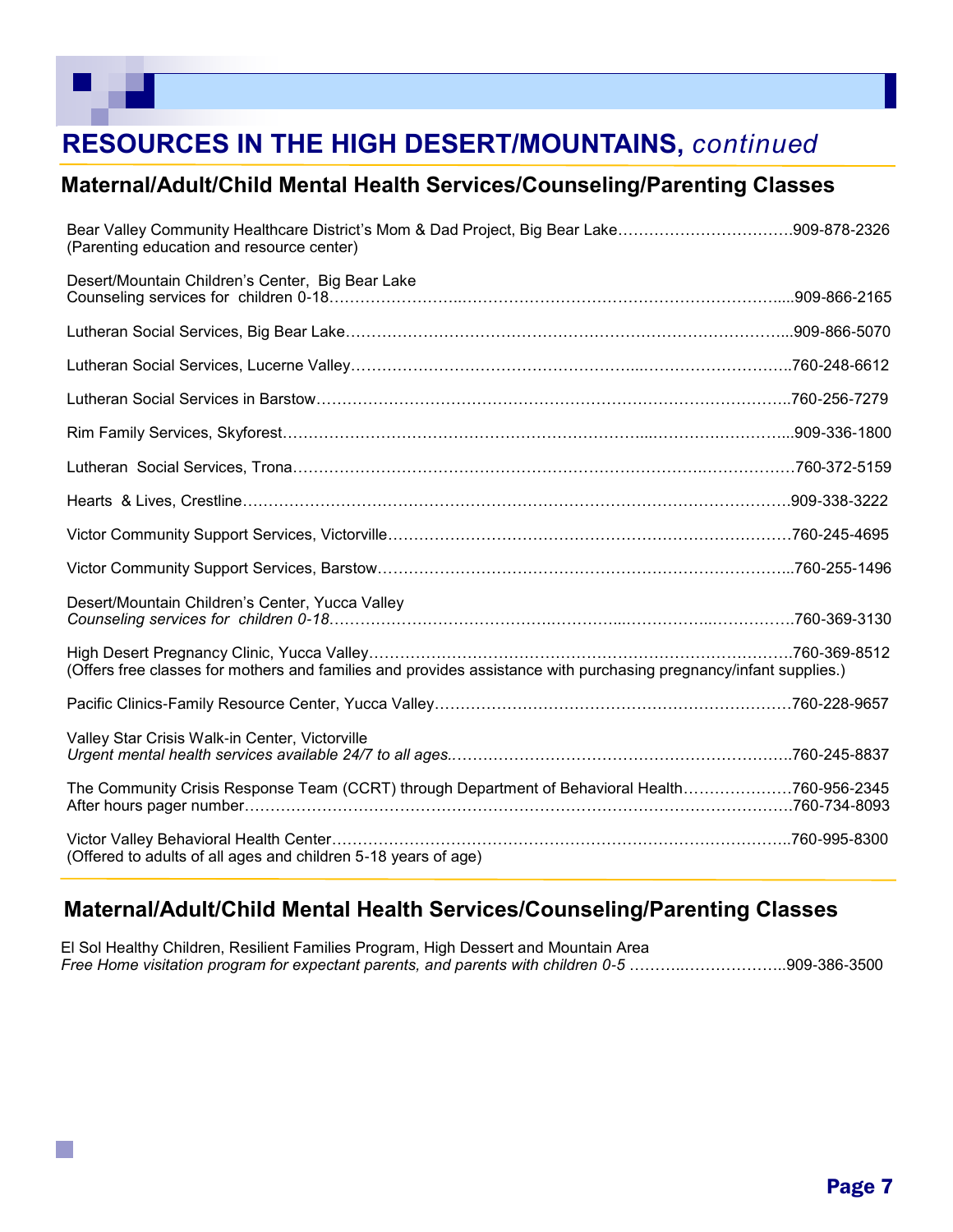# RESOURCES IN THE HIGH DESERT/MOUNTAINS, *continued*

## Maternal/Adult/Child Mental Health Services/Counseling/Parenting Classes

Bear Valley Community Healthcare District's Mom & Dad Project, Big Bear Lake……………………………909-878-2326
(Parenting education and resource center)

Desert/Mountain Children's Center, Big Bear Lake
Counseling services for children 0-18…………………………………………………………………………….....909-866-2165

Lutheran Social Services, Big Bear Lake………………………………………………………………………...909-866-5070

Lutheran Social Services, Lucerne Valley………………………………………………………………………..760-248-6612

Lutheran Social Services in Barstow……………………………………………………………………………..760-256-7279

Rim Family Services, Skyforest…………………………………………………………………………………...909-336-1800

Lutheran Social Services, Trona…………………………………………………………………………………760-372-5159

Hearts & Lives, Crestline………………………………………………………………………………………….909-338-3222

Victor Community Support Services, Victorville…………………………………………………………………760-245-4695

Victor Community Support Services, Barstow…………………………………………………………………...760-255-1496

Desert/Mountain Children's Center, Yucca Valley
*Counseling services for children 0-18*……………………………………………………………………………760-369-3130

High Desert Pregnancy Clinic, Yucca Valley……………………………………………………………………..760-369-8512
(Offers free classes for mothers and families and provides assistance with purchasing pregnancy/infant supplies.)

Pacific Clinics-Family Resource Center, Yucca Valley……………………………………………………………760-228-9657

Valley Star Crisis Walk-in Center, Victorville
*Urgent mental health services available 24/7 to all ages.*………………………………………………………….760-245-8837

The Community Crisis Response Team (CCRT) through Department of Behavioral Health…………………760-956-2345
After hours pager number………………………………………………………………………………………….760-734-8093

Victor Valley Behavioral Health Center……………………………………………………………………………..760-995-8300
(Offered to adults of all ages and children 5-18 years of age)

## Maternal/Adult/Child Mental Health Services/Counseling/Parenting Classes

El Sol Healthy Children, Resilient Families Program, High Dessert and Mountain Area
*Free Home visitation program for expectant parents, and parents with children 0-5* ………..………………..909-386-3500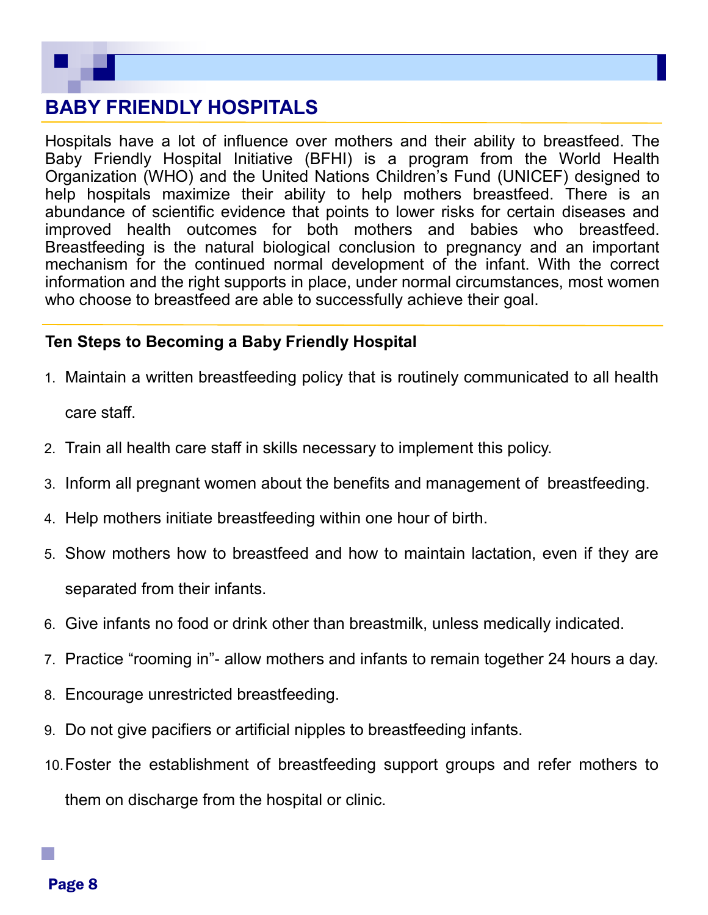## BABY FRIENDLY HOSPITALS

Hospitals have a lot of influence over mothers and their ability to breastfeed. The Baby Friendly Hospital Initiative (BFHI) is a program from the World Health Organization (WHO) and the United Nations Children's Fund (UNICEF) designed to help hospitals maximize their ability to help mothers breastfeed. There is an abundance of scientific evidence that points to lower risks for certain diseases and improved health outcomes for both mothers and babies who breastfeed. Breastfeeding is the natural biological conclusion to pregnancy and an important mechanism for the continued normal development of the infant. With the correct information and the right supports in place, under normal circumstances, most women who choose to breastfeed are able to successfully achieve their goal.

**Ten Steps to Becoming a Baby Friendly Hospital**

1. Maintain a written breastfeeding policy that is routinely communicated to all health care staff.
2. Train all health care staff in skills necessary to implement this policy.
3. Inform all pregnant women about the benefits and management of breastfeeding.
4. Help mothers initiate breastfeeding within one hour of birth.
5. Show mothers how to breastfeed and how to maintain lactation, even if they are separated from their infants.
6. Give infants no food or drink other than breastmilk, unless medically indicated.
7. Practice "rooming in"- allow mothers and infants to remain together 24 hours a day.
8. Encourage unrestricted breastfeeding.
9. Do not give pacifiers or artificial nipples to breastfeeding infants.
10. Foster the establishment of breastfeeding support groups and refer mothers to them on discharge from the hospital or clinic.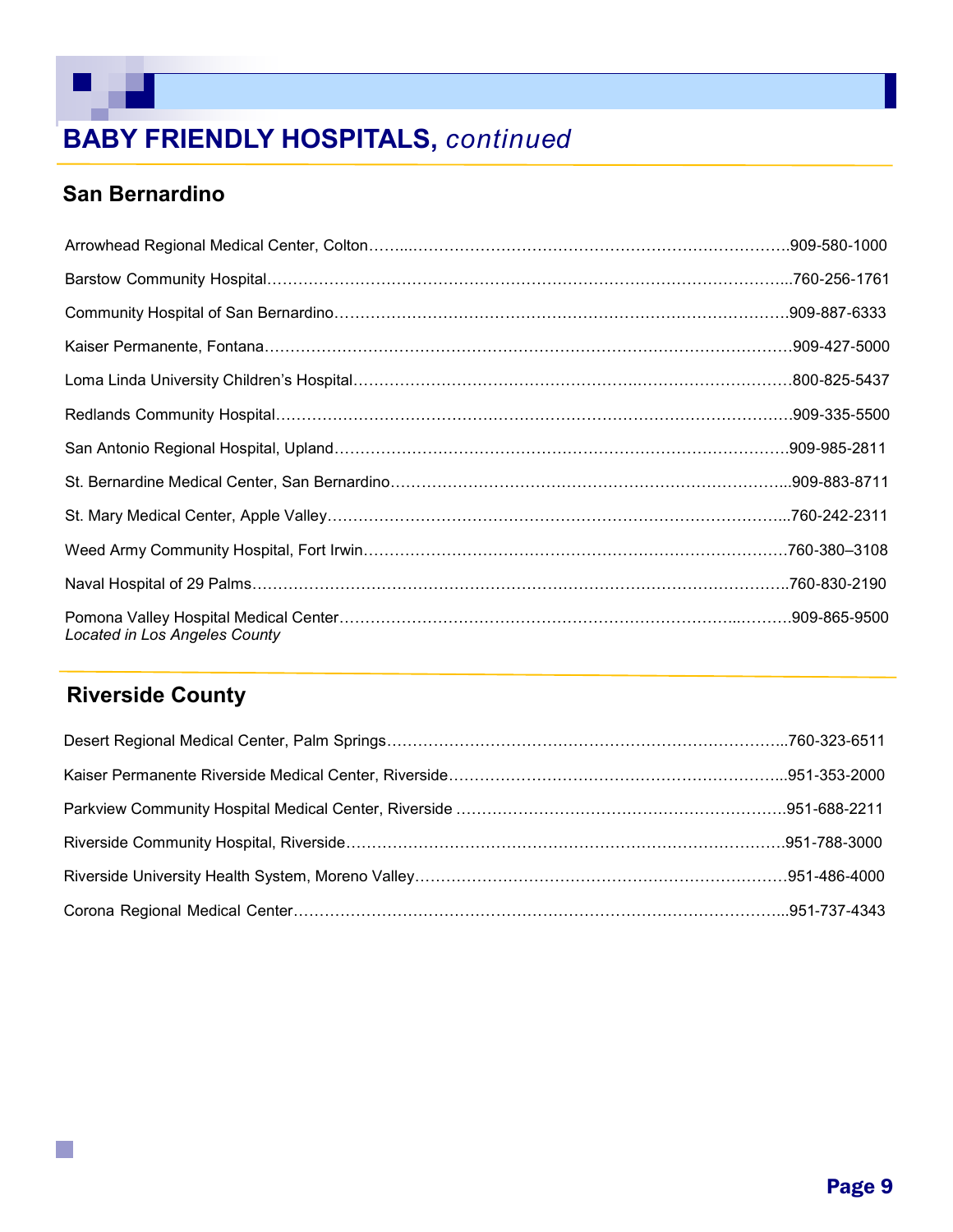# BABY FRIENDLY HOSPITALS, *continued*

## San Bernardino

Arrowhead Regional Medical Center, Colton……………………………………………………….909-580-1000

Barstow Community Hospital……………………………………………………………………...760-256-1761

Community Hospital of San Bernardino…………………………………………………………909-887-6333

Kaiser Permanente, Fontana………………………………………………………………………909-427-5000

Loma Linda University Children's Hospital………………………………………………………800-825-5437

Redlands Community Hospital……………………………………………………………………909-335-5500

San Antonio Regional Hospital, Upland…………………………………………………………909-985-2811

St. Bernardine Medical Center, San Bernardino………………………………………………...909-883-8711

St. Mary Medical Center, Apple Valley…………………………………………………………...760-242-2311

Weed Army Community Hospital, Fort Irwin……………………………………………………760-380–3108

Naval Hospital of 29 Palms………………………………………………………………………760-830-2190

Pomona Valley Hospital Medical Center…………………………………………………………909-865-9500
*Located in Los Angeles County*

## Riverside County

Desert Regional Medical Center, Palm Springs…………………………………………………...760-323-6511

Kaiser Permanente Riverside Medical Center, Riverside………………………………………...951-353-2000

Parkview Community Hospital Medical Center, Riverside ………………………………………951-688-2211

Riverside Community Hospital, Riverside…………………………………………………………951-788-3000

Riverside University Health System, Moreno Valley………………………………………………951-486-4000

Corona Regional Medical Center…………………………………………………………………...951-737-4343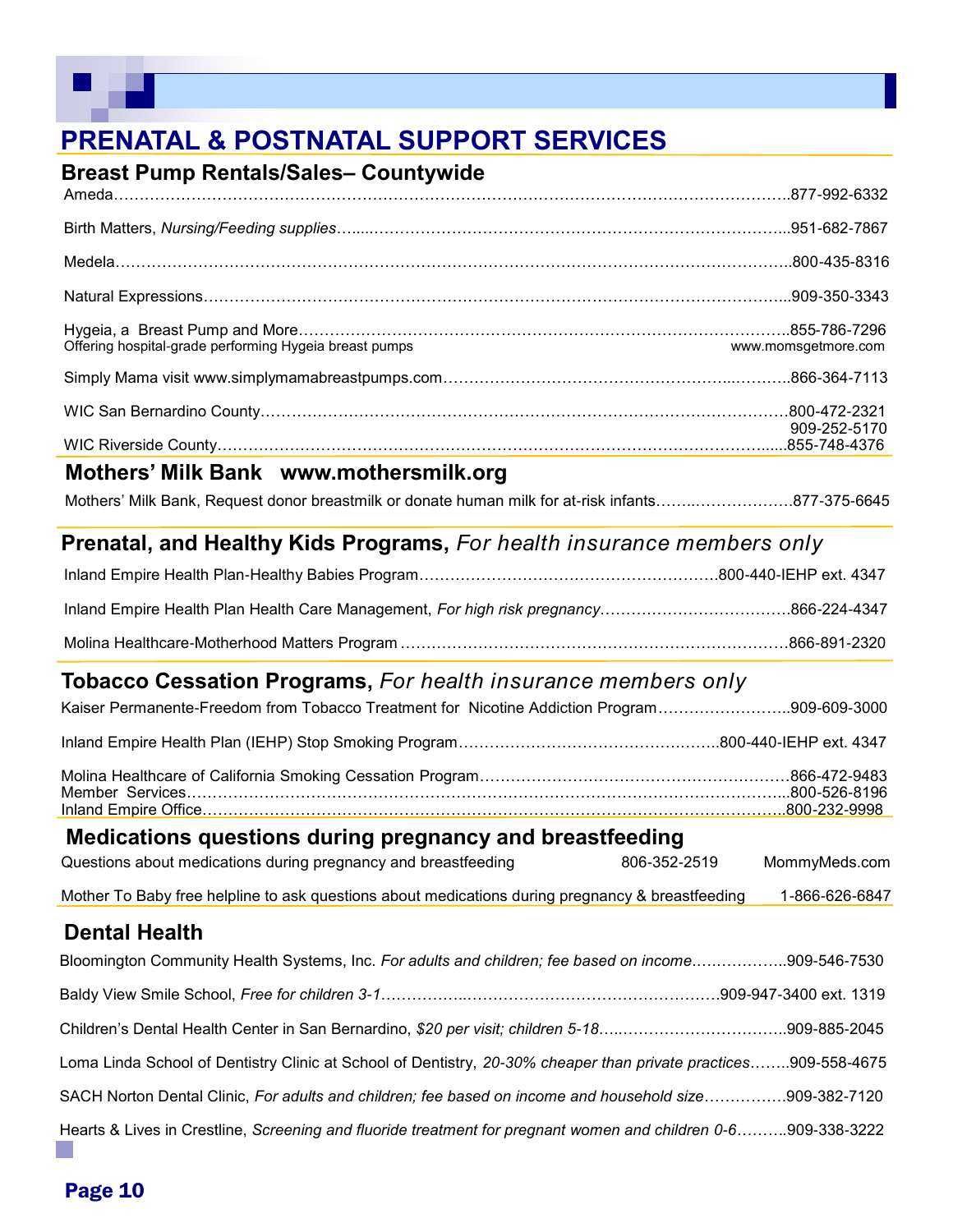# PRENATAL & POSTNATAL SUPPORT SERVICES

## Breast Pump Rentals/Sales– Countywide

Ameda……………………………………………………………………………………………………………….877-992-6332

Birth Matters, *Nursing/Feeding supplies*……………………………………………………………………………...951-682-7867

Medela……………………………………………………………………………………………………………….800-435-8316

Natural Expressions……………………………………………………………………………………………...909-350-3343

Hygeia, a Breast Pump and More……………………………………………………………………………….855-786-7296
Offering hospital-grade performing Hygeia breast pumps www.momsgetmore.com

Simply Mama visit www.simplymamabreastpumps.com…………………………………………………..……….866-364-7113

WIC San Bernardino County……………………………………………………………………………………….800-472-2321
909-252-5170

WIC Riverside County……………………………………………………………………………………………....855-748-4376

## Mothers' Milk Bank www.mothersmilk.org

Mothers' Milk Bank, Request donor breastmilk or donate human milk for at-risk infants……..…………………877-375-6645

## Prenatal, and Healthy Kids Programs, *For health insurance members only*

Inland Empire Health Plan-Healthy Babies Program………………………………………………….800-440-IEHP ext. 4347

Inland Empire Health Plan Health Care Management, *For high risk pregnancy*………………………………866-224-4347

Molina Healthcare-Motherhood Matters Program …………………………………………………………………866-891-2320

## Tobacco Cessation Programs, *For health insurance members only*

Kaiser Permanente-Freedom from Tobacco Treatment for Nicotine Addiction Program……………………..909-609-3000

Inland Empire Health Plan (IEHP) Stop Smoking Program…………………………………………..800-440-IEHP ext. 4347

Molina Healthcare of California Smoking Cessation Program……………………………………………………866-472-9483
Member Services……………………………………………………………………………………………………..800-526-8196
Inland Empire Office……………………………………………………………………………………………………800-232-9998

## Medications questions during pregnancy and breastfeeding

Questions about medications during pregnancy and breastfeeding 806-352-2519 MommyMeds.com

Mother To Baby free helpline to ask questions about medications during pregnancy & breastfeeding 1-866-626-6847

## Dental Health

Bloomington Community Health Systems, Inc. *For adults and children; fee based on income*………………..909-546-7530

Baldy View Smile School, *Free for children 3-1*………………………………………………………909-947-3400 ext. 1319

Children's Dental Health Center in San Bernardino, *$20 per visit; children 5-18*…..…………………………….909-885-2045

Loma Linda School of Dentistry Clinic at School of Dentistry, *20-30% cheaper than private practices*……..909-558-4675

SACH Norton Dental Clinic, *For adults and children; fee based on income and household size*…………….909-382-7120

Hearts & Lives in Crestline, *Screening and fluoride treatment for pregnant women and children 0-6*……….909-338-3222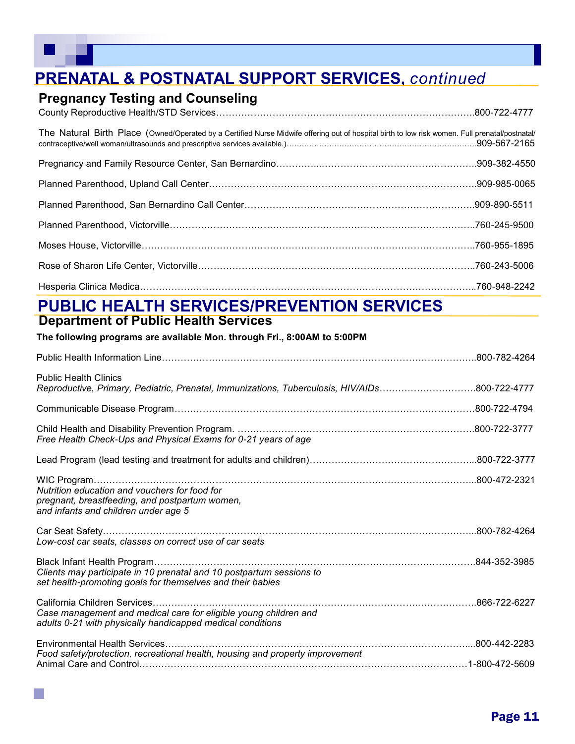# PRENATAL & POSTNATAL SUPPORT SERVICES, *continued*

## Pregnancy Testing and Counseling

County Reproductive Health/STD Services……………………………………………………………………..800-722-4777

The Natural Birth Place (Owned/Operated by a Certified Nurse Midwife offering out of hospital birth to low risk women. Full prenatal/postnatal/contraceptive/well woman/ultrasounds and prescriptive services available.)……………………………………………………………………909-567-2165

Pregnancy and Family Resource Center, San Bernardino…………..……………………………………………..909-382-4550

Planned Parenthood, Upland Call Center……………………………………………………………………………..909-985-0065

Planned Parenthood, San Bernardino Call Center…………………………………………………………………..909-890-5511

Planned Parenthood, Victorville……………………………………………………………………………………….760-245-9500

Moses House, Victorville……………………………………………………………………………………………..760-955-1895

Rose of Sharon Life Center, Victorville………………………………………………………………………………..760-243-5006

Hesperia Clinica Medica…………………………………………………………………………………………………...760-948-2242

# PUBLIC HEALTH SERVICES/PREVENTION SERVICES

## Department of Public Health Services

**The following programs are available Mon. through Fri., 8:00AM to 5:00PM**

Public Health Information Line………………………………………………………………………………………….800-782-4264

Public Health Clinics
*Reproductive, Primary, Pediatric, Prenatal, Immunizations, Tuberculosis, HIV/AIDs*…………………………800-722-4777

Communicable Disease Program……………………………………………………………………………………800-722-4794

Child Health and Disability Prevention Program. ………………………………………………………………….800-722-3777
*Free Health Check-Ups and Physical Exams for 0-21 years of age*

Lead Program (lead testing and treatment for adults and children)……………………………………………...800-722-3777

WIC Program………………………………………………………………………………………………………………..800-472-2321
*Nutrition education and vouchers for food for pregnant, breastfeeding, and postpartum women, and infants and children under age 5*

Car Seat Safety………………………………………………………………………………………………………………..800-782-4264
*Low-cost car seats, classes on correct use of car seats*

Black Infant Health Program…………………………………………………………………………………………….844-352-3985
*Clients may participate in 10 prenatal and 10 postpartum sessions to set health-promoting goals for themselves and their babies*

California Children Services……………………………………………………………………………………………….866-722-6227
*Case management and medical care for eligible young children and adults 0-21 with physically handicapped medical conditions*

Environmental Health Services………………………………………………………………………………………....800-442-2283
*Food safety/protection, recreational health, housing and property improvement*

Animal Care and Control…………………………………………………………………………………………………1-800-472-5609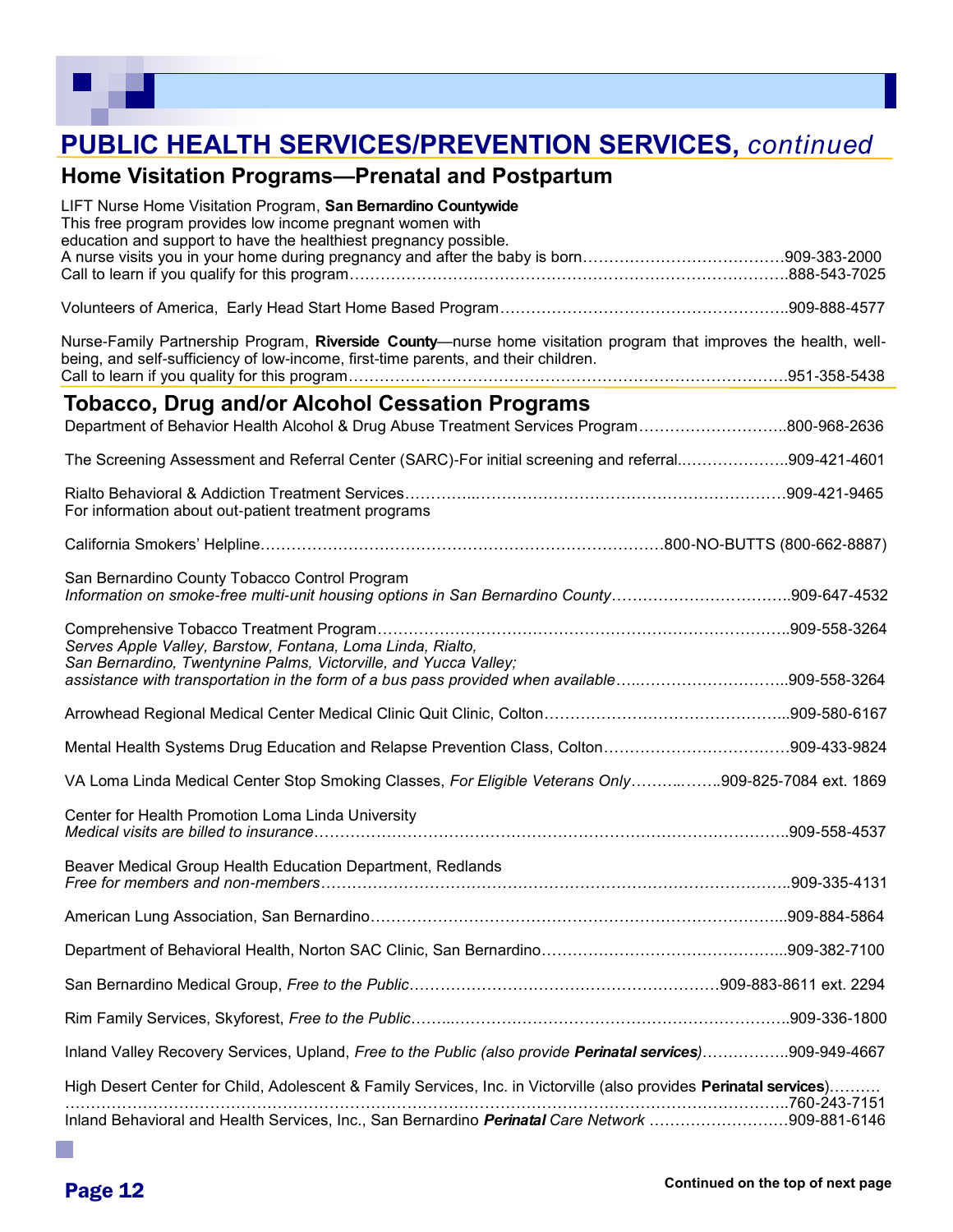# PUBLIC HEALTH SERVICES/PREVENTION SERVICES, *continued*

## Home Visitation Programs—Prenatal and Postpartum

LIFT Nurse Home Visitation Program, **San Bernardino Countywide**
This free program provides low income pregnant women with education and support to have the healthiest pregnancy possible.
A nurse visits you in your home during pregnancy and after the baby is born………………………………909-383-2000
Call to learn if you qualify for this program……………………………………………………………………………888-543-7025

Volunteers of America, Early Head Start Home Based Program……………………………………………….909-888-4577

Nurse-Family Partnership Program, **Riverside County**—nurse home visitation program that improves the health, well-being, and self-sufficiency of low-income, first-time parents, and their children.
Call to learn if you quality for this program……………………………………………………………………………951-358-5438

## Tobacco, Drug and/or Alcohol Cessation Programs

Department of Behavior Health Alcohol & Drug Abuse Treatment Services Program………………………..800-968-2636

The Screening Assessment and Referral Center (SARC)-For initial screening and referral.………………..909-421-4601

Rialto Behavioral & Addiction Treatment Services………….………………………………………………………909-421-9465
For information about out-patient treatment programs

California Smokers' Helpline……………………………………………………………………800-NO-BUTTS (800-662-8887)

San Bernardino County Tobacco Control Program
*Information on smoke-free multi-unit housing options in San Bernardino County*……………………………..909-647-4532

Comprehensive Tobacco Treatment Program…………………………………………………………………….909-558-3264
*Serves Apple Valley, Barstow, Fontana, Loma Linda, Rialto, San Bernardino, Twentynine Palms, Victorville, and Yucca Valley; assistance with transportation in the form of a bus pass provided when available*…..………………………..909-558-3264

Arrowhead Regional Medical Center Medical Clinic Quit Clinic, Colton………………………………………...909-580-6167

Mental Health Systems Drug Education and Relapse Prevention Class, Colton………………………………909-433-9824

VA Loma Linda Medical Center Stop Smoking Classes, *For Eligible Veterans Only*………..……..909-825-7084 ext. 1869

Center for Health Promotion Loma Linda University
*Medical visits are billed to insurance*……………………………………………………………………………..909-558-4537

Beaver Medical Group Health Education Department, Redlands
*Free for members and non-members*……………………………………………………………………………..909-335-4131

American Lung Association, San Bernardino………………………………………………………………………...909-884-5864

Department of Behavioral Health, Norton SAC Clinic, San Bernardino………………………………………...909-382-7100

San Bernardino Medical Group, *Free to the Public*……………………………………………………909-883-8611 ext. 2294

Rim Family Services, Skyforest, *Free to the Public*……..…………………………………………………………..909-336-1800

Inland Valley Recovery Services, Upland, *Free to the Public (also provide* ***Perinatal services****)*……………..909-949-4667

High Desert Center for Child, Adolescent & Family Services, Inc. in Victorville (also provides **Perinatal services**)……….
……………………………………………………………………………………………………………………………..760-243-7151

Inland Behavioral and Health Services, Inc., San Bernardino ***Perinatal*** *Care Network* ………………………909-881-6146

**Continued on the top of next page**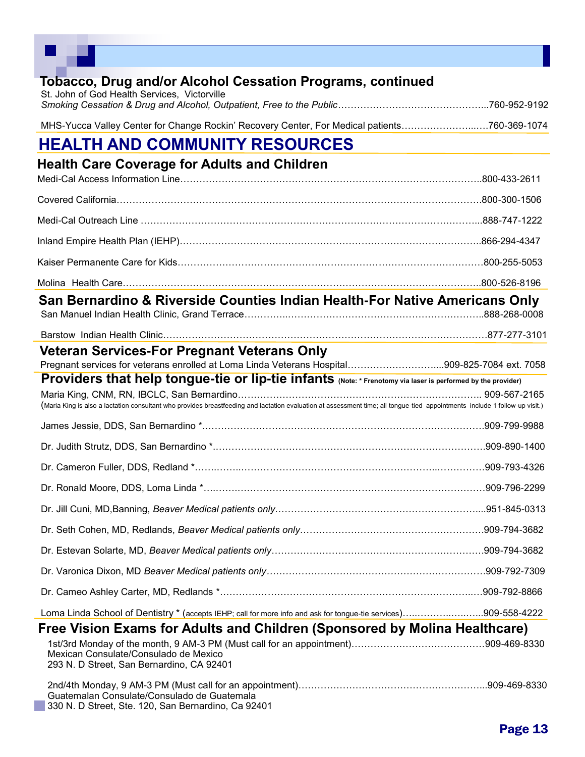## Tobacco, Drug and/or Alcohol Cessation Programs, continued

St. John of God Health Services, Victorville
*Smoking Cessation & Drug and Alcohol, Outpatient, Free to the Public*……………………………………...760-952-9192

MHS-Yucca Valley Center for Change Rockin' Recovery Center, For Medical patients…………………..….760-369-1074

# HEALTH AND COMMUNITY RESOURCES

## Health Care Coverage for Adults and Children

Medi-Cal Access Information Line……………………………………………………………………………………..800-433-2611

Covered California……………………………………………………………………………………………………….800-300-1506

Medi-Cal Outreach Line ………………………………………………………………………………………………...888-747-1222

Inland Empire Health Plan (IEHP)……………………………………………………………………………………..866-294-4347

Kaiser Permanente Care for Kids………………………………………………………………………………………800-255-5053

Molina Health Care……………………………………………………………………………………………………..800-526-8196

## San Bernardino & Riverside Counties Indian Health-For Native Americans Only

San Manuel Indian Health Clinic, Grand Terrace………….…………………………………………………………..888-268-0008

Barstow Indian Health Clinic……………………………………………………………………………………………877-277-3101

## Veteran Services-For Pregnant Veterans Only

Pregnant services for veterans enrolled at Loma Linda Veterans Hospital…………………………....909-825-7084 ext. 7058

## Providers that help tongue-tie or lip-tie infants (Note: * Frenotomy via laser is performed by the provider)

Maria King, CNM, RN, IBCLC, San Bernardino…………………………………………………………………….. 909-567-2165
(Maria King is also a lactation consultant who provides breastfeeding and lactation evaluation at assessment time; all tongue-tied appointments include 1 follow-up visit.)

James Jessie, DDS, San Bernardino *……………………………………………………………………………….909-799-9988

Dr. Judith Strutz, DDS, San Bernardino *……………………………………………………………………………909-890-1400

Dr. Cameron Fuller, DDS, Redland *…………………………………………………………………………………909-793-4326

Dr. Ronald Moore, DDS, Loma Linda *………………………………………………………………………………909-796-2299

Dr. Jill Cuni, MD,Banning, *Beaver Medical patients only*……………………………………………………………...951-845-0313

Dr. Seth Cohen, MD, Redlands, *Beaver Medical patients only*…………………………………………………….909-794-3682

Dr. Estevan Solarte, MD, *Beaver Medical patients only*……………………………………………………………909-794-3682

Dr. Varonica Dixon, MD *Beaver Medical patients only*…………………………………………………………….909-792-7309

Dr. Cameo Ashley Carter, MD, Redlands *………………………………………………………………………..…909-792-8866

Loma Linda School of Dentistry * (accepts IEHP; call for more info and ask for tongue-tie services)…..……….….…..909-558-4222

## Free Vision Exams for Adults and Children (Sponsored by Molina Healthcare)

1st/3rd Monday of the month, 9 AM-3 PM (Must call for an appointment)……………………………………909-469-8330
Mexican Consulate/Consulado de Mexico
293 N. D Street, San Bernardino, CA 92401

2nd/4th Monday, 9 AM-3 PM (Must call for an appointment)…………………………………………………...909-469-8330
Guatemalan Consulate/Consulado de Guatemala
330 N. D Street, Ste. 120, San Bernardino, Ca 92401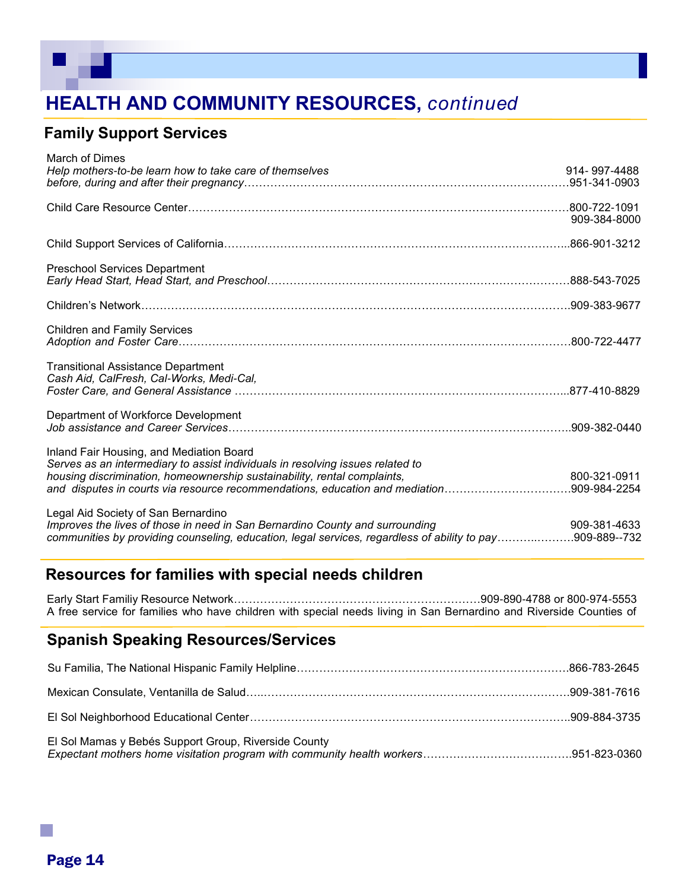# HEALTH AND COMMUNITY RESOURCES, *continued*

## Family Support Services

March of Dimes
*Help mothers-to-be learn how to take care of themselves before, during and after their pregnancy*……914- 997-4488 / 951-341-0903

Child Care Resource Center……800-722-1091 / 909-384-8000

Child Support Services of California……866-901-3212

Preschool Services Department
*Early Head Start, Head Start, and Preschool*……888-543-7025

Children's Network……909-383-9677

Children and Family Services
*Adoption and Foster Care*……800-722-4477

Transitional Assistance Department
*Cash Aid, CalFresh, Cal-Works, Medi-Cal, Foster Care, and General Assistance*……877-410-8829

Department of Workforce Development
*Job assistance and Career Services*……909-382-0440

Inland Fair Housing, and Mediation Board
*Serves as an intermediary to assist individuals in resolving issues related to housing discrimination, homeownership sustainability, rental complaints, and disputes in courts via resource recommendations, education and mediation*……800-321-0911 / 909-984-2254

Legal Aid Society of San Bernardino
*Improves the lives of those in need in San Bernardino County and surrounding communities by providing counseling, education, legal services, regardless of ability to pay*……909-381-4633 / 909-889--732

## Resources for families with special needs children

Early Start Familiy Resource Network……909-890-4788 or 800-974-5553
A free service for families who have children with special needs living in San Bernardino and Riverside Counties of

## Spanish Speaking Resources/Services

Su Familia, The National Hispanic Family Helpline……866-783-2645

Mexican Consulate, Ventanilla de Salud……909-381-7616

El Sol Neighborhood Educational Center……909-884-3735

El Sol Mamas y Bebés Support Group, Riverside County
*Expectant mothers home visitation program with community health workers*……951-823-0360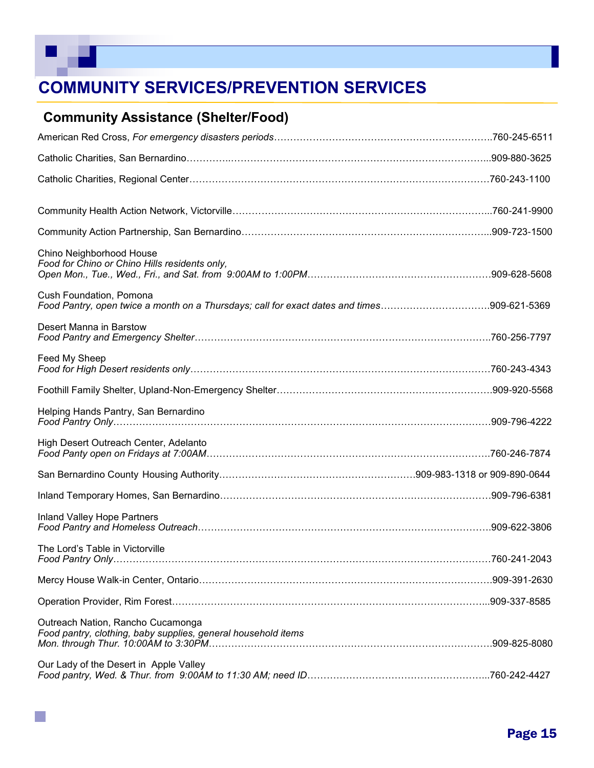# COMMUNITY SERVICES/PREVENTION SERVICES

## Community Assistance (Shelter/Food)

American Red Cross, *For emergency disasters periods*……………………………………………………………..760-245-6511

Catholic Charities, San Bernardino………..………………………………………………………………………...909-880-3625

Catholic Charities, Regional Center………………………………………………………………………………760-243-1100

Community Health Action Network, Victorville……………………………………………………………………...760-241-9900

Community Action Partnership, San Bernardino…………………………………………………………………...909-723-1500

Chino Neighborhood House
*Food for Chino or Chino Hills residents only,*
*Open Mon., Tue., Wed., Fri., and Sat. from 9:00AM to 1:00PM*…………………………………………………909-628-5608

Cush Foundation, Pomona
*Food Pantry, open twice a month on a Thursdays; call for exact dates and times*……………………………909-621-5369

Desert Manna in Barstow
*Food Pantry and Emergency Shelter*……………………………………………………………………………….760-256-7797

Feed My Sheep
*Food for High Desert residents only*………………………………………………………………………………760-243-4343

Foothill Family Shelter, Upland-Non-Emergency Shelter……………………………………………………………909-920-5568

Helping Hands Pantry, San Bernardino
*Food Pantry Only*……………………………………………………………………………………………………909-796-4222

High Desert Outreach Center, Adelanto
*Food Panty open on Fridays at 7:00AM*…………………………………………………………………………….760-246-7874

San Bernardino County Housing Authority……………………………………………………909-983-1318 or 909-890-0644

Inland Temporary Homes, San Bernardino…………………………………………………………………………909-796-6381

Inland Valley Hope Partners
*Food Pantry and Homeless Outreach*………………………………………………………………………………909-622-3806

The Lord's Table in Victorville
*Food Pantry Only*……………………………………………………………………………………………………760-241-2043

Mercy House Walk-in Center, Ontario………………………………………………………………………………909-391-2630

Operation Provider, Rim Forest……………………………………………………………………………………...909-337-8585

Outreach Nation, Rancho Cucamonga
*Food pantry, clothing, baby supplies, general household items*
*Mon. through Thur. 10:00AM to 3:30PM*……………………………………………………………………………909-825-8080

Our Lady of the Desert in Apple Valley
*Food pantry, Wed. & Thur. from 9:00AM to 11:30 AM; need ID*…………………………………………………...760-242-4427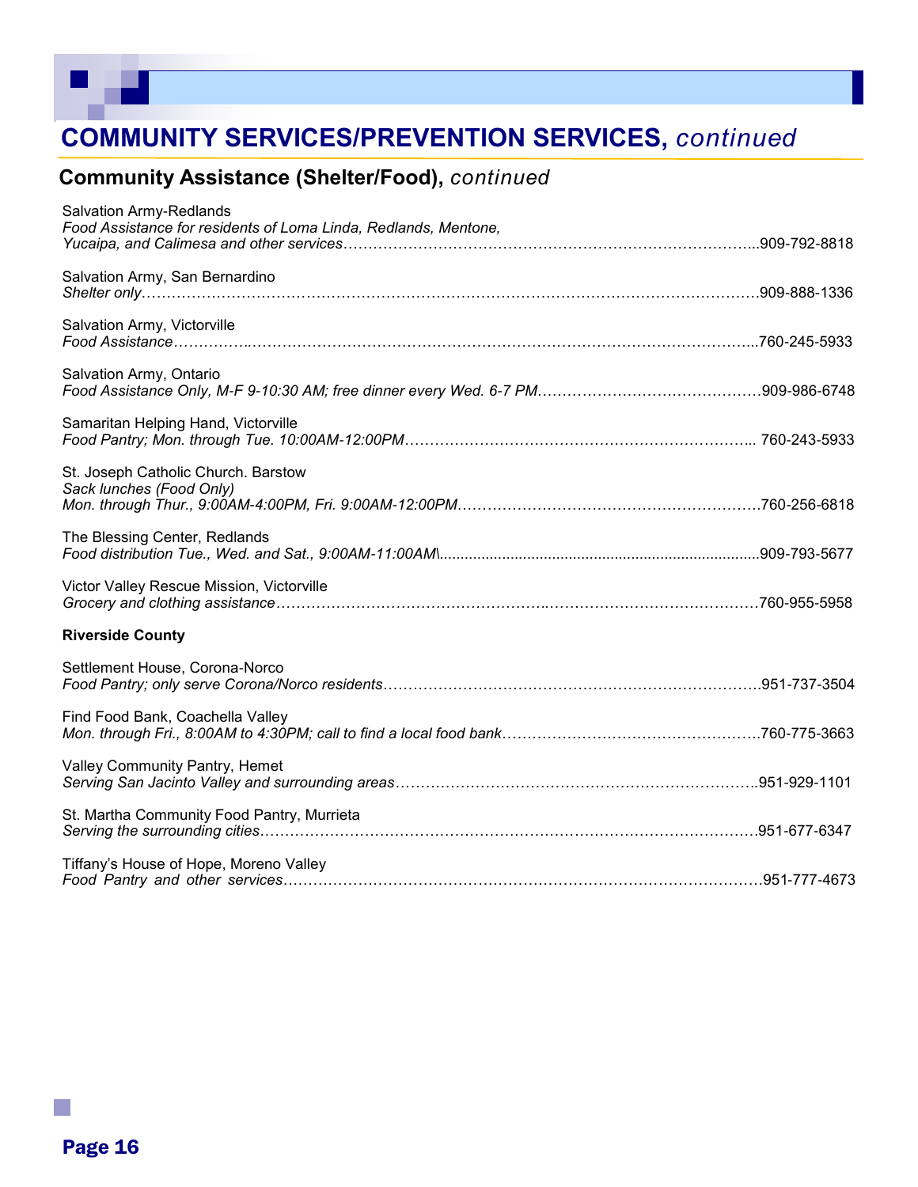# COMMUNITY SERVICES/PREVENTION SERVICES, *continued*

## Community Assistance (Shelter/Food), *continued*

Salvation Army-Redlands
*Food Assistance for residents of Loma Linda, Redlands, Mentone, Yucaipa, and Calimesa and other services*……………………………………………………………………………...909-792-8818

Salvation Army, San Bernardino
*Shelter only*……………………………………………………………………………………………………………909-888-1336

Salvation Army, Victorville
*Food Assistance*……………………………………………………………………………………………………...760-245-5933

Salvation Army, Ontario
*Food Assistance Only, M-F 9-10:30 AM; free dinner every Wed. 6-7 PM*………………………………………909-986-6748

Samaritan Helping Hand, Victorville
*Food Pantry; Mon. through Tue. 10:00AM-12:00PM*……………………………………………………………... 760-243-5933

St. Joseph Catholic Church. Barstow
*Sack lunches (Food Only)*
*Mon. through Thur., 9:00AM-4:00PM, Fri. 9:00AM-12:00PM*……………………………………………………760-256-6818

The Blessing Center, Redlands
*Food distribution Tue., Wed. and Sat., 9:00AM-11:00AM\*.............................................................................909-793-5677

Victor Valley Rescue Mission, Victorville
*Grocery and clothing assistance*…………………………………………………………………………………760-955-5958

**Riverside County**

Settlement House, Corona-Norco
*Food Pantry; only serve Corona/Norco residents*…………………………………………………………………951-737-3504

Find Food Bank, Coachella Valley
*Mon. through Fri., 8:00AM to 4:30PM; call to find a local food bank*……………………………………………760-775-3663

Valley Community Pantry, Hemet
*Serving San Jacinto Valley and surrounding areas*………………………………………………………………..951-929-1101

St. Martha Community Food Pantry, Murrieta
*Serving the surrounding cities*………………………………………………………………………………………951-677-6347

Tiffany's House of Hope, Moreno Valley
*Food Pantry and other services*……………………………………………………………………………………951-777-4673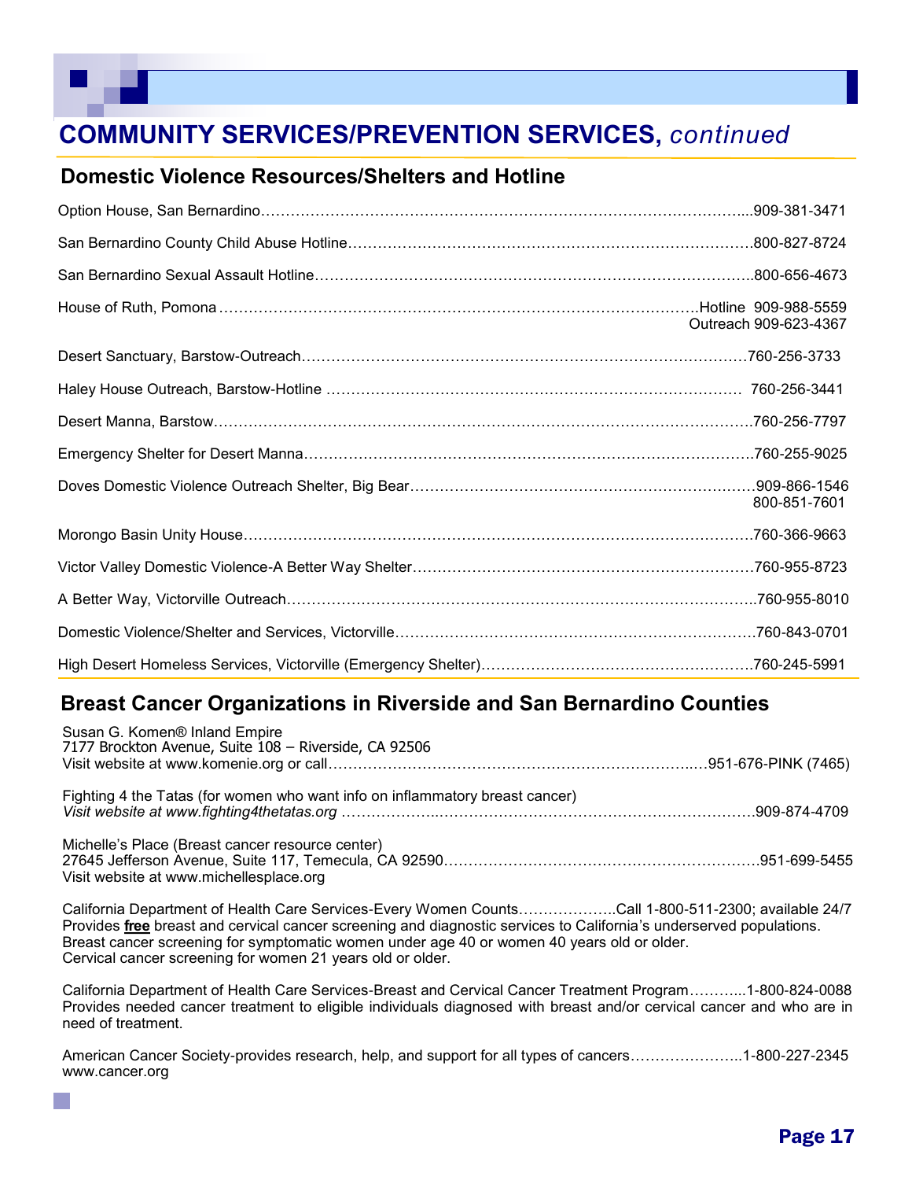# COMMUNITY SERVICES/PREVENTION SERVICES, *continued*

## Domestic Violence Resources/Shelters and Hotline

Option House, San Bernardino…………………………………………………………………………………....909-381-3471

San Bernardino County Child Abuse Hotline……………………………………………………………………….800-827-8724

San Bernardino Sexual Assault Hotline……………………………………………………………………………..800-656-4673

House of Ruth, Pomona ……………………………………………………………………………………Hotline 909-988-5559
Outreach 909-623-4367

Desert Sanctuary, Barstow-Outreach………………………………………………………………………………760-256-3733

Haley House Outreach, Barstow-Hotline ………………………………………………………………………… 760-256-3441

Desert Manna, Barstow……………………………………………………………………………………………….760-256-7797

Emergency Shelter for Desert Manna……………………………………………………………………………….760-255-9025

Doves Domestic Violence Outreach Shelter, Big Bear…………………………………………………………….909-866-1546
800-851-7601

Morongo Basin Unity House………………………………………………………………………………………….760-366-9663

Victor Valley Domestic Violence-A Better Way Shelter…………………………………………………………….760-955-8723

A Better Way, Victorville Outreach…………………………………………………………………………………..760-955-8010

Domestic Violence/Shelter and Services, Victorville……………………………………………………………….760-843-0701

High Desert Homeless Services, Victorville (Emergency Shelter)……………………………………………….760-245-5991

## Breast Cancer Organizations in Riverside and San Bernardino Counties

Susan G. Komen® Inland Empire
7177 Brockton Avenue, Suite 108 – Riverside, CA 92506
Visit website at www.komenie.org or call………………………………………………………………..…951-676-PINK (7465)

Fighting 4 the Tatas (for women who want info on inflammatory breast cancer)
*Visit website at www.fighting4thetatas.org* ………………..………………………………………………………909-874-4709

Michelle's Place (Breast cancer resource center)
27645 Jefferson Avenue, Suite 117, Temecula, CA 92590……………………………………………………….951-699-5455
Visit website at www.michellesplace.org

California Department of Health Care Services-Every Women Counts………………..Call 1-800-511-2300; available 24/7
Provides **free** breast and cervical cancer screening and diagnostic services to California's underserved populations.
Breast cancer screening for symptomatic women under age 40 or women 40 years old or older.
Cervical cancer screening for women 21 years old or older.

California Department of Health Care Services-Breast and Cervical Cancer Treatment Program………..1-800-824-0088
Provides needed cancer treatment to eligible individuals diagnosed with breast and/or cervical cancer and who are in need of treatment.

American Cancer Society-provides research, help, and support for all types of cancers…………………..1-800-227-2345
www.cancer.org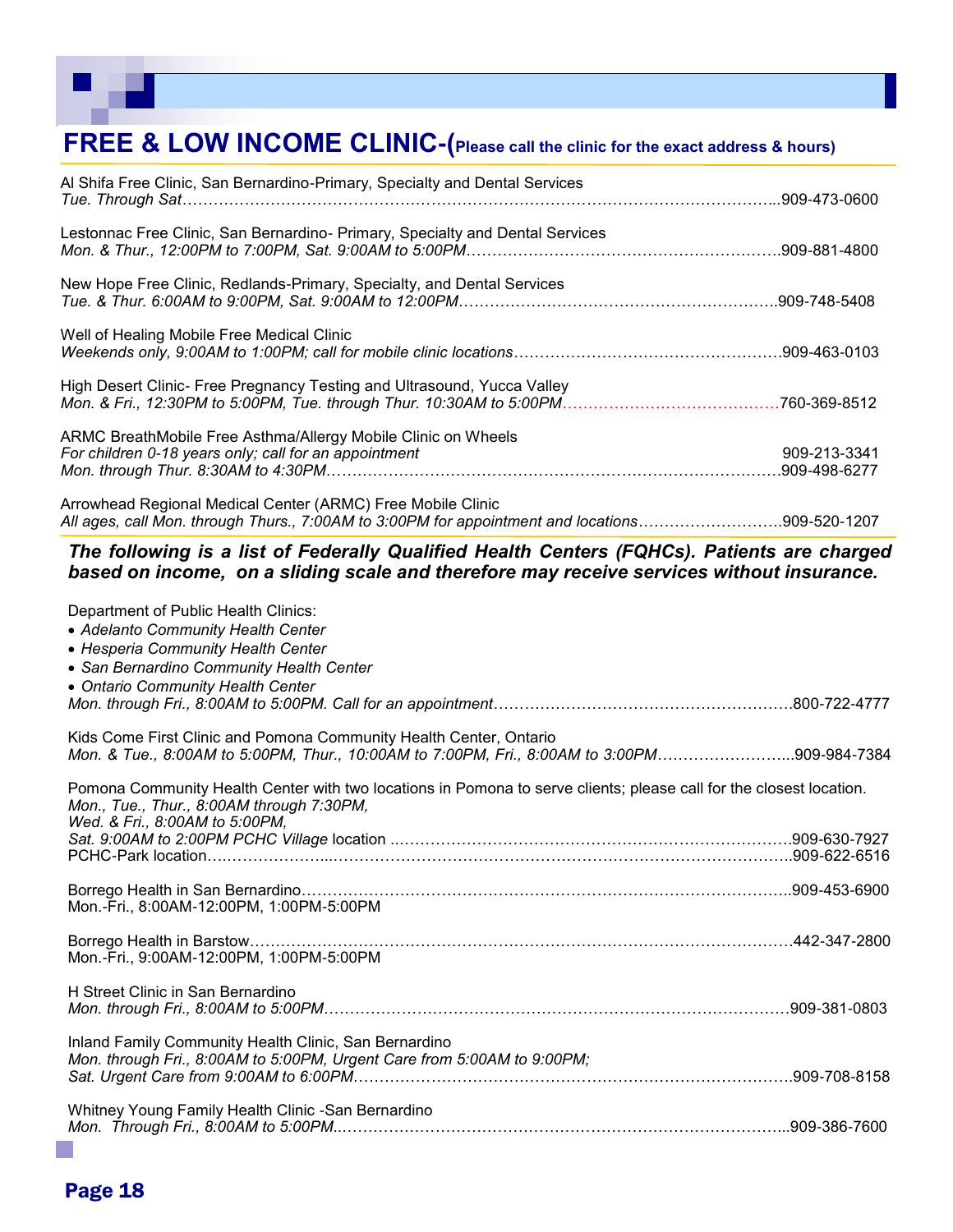# FREE & LOW INCOME CLINIC-(Please call the clinic for the exact address & hours)

Al Shifa Free Clinic, San Bernardino-Primary, Specialty and Dental Services
*Tue. Through Sat*……………………………………………………………………………………………...909-473-0600

Lestonnac Free Clinic, San Bernardino- Primary, Specialty and Dental Services
*Mon. & Thur., 12:00PM to 7:00PM, Sat. 9:00AM to 5:00PM*……………………………………………………909-881-4800

New Hope Free Clinic, Redlands-Primary, Specialty, and Dental Services
*Tue. & Thur. 6:00AM to 9:00PM, Sat. 9:00AM to 12:00PM*……………………………………………………909-748-5408

Well of Healing Mobile Free Medical Clinic
*Weekends only, 9:00AM to 1:00PM; call for mobile clinic locations*……………………………………………909-463-0103

High Desert Clinic- Free Pregnancy Testing and Ultrasound, Yucca Valley
*Mon. & Fri., 12:30PM to 5:00PM, Tue. through Thur. 10:30AM to 5:00PM*……………………………………760-369-8512

ARMC BreathMobile Free Asthma/Allergy Mobile Clinic on Wheels
*For children 0-18 years only; call for an appointment* 909-213-3341
*Mon. through Thur. 8:30AM to 4:30PM*………………………………………………………………………909-498-6277

Arrowhead Regional Medical Center (ARMC) Free Mobile Clinic
*All ages, call Mon. through Thurs., 7:00AM to 3:00PM for appointment and locations*………………………909-520-1207

***The following is a list of Federally Qualified Health Centers (FQHCs). Patients are charged based on income, on a sliding scale and therefore may receive services without insurance.***

Department of Public Health Clinics:
- *Adelanto Community Health Center*
- *Hesperia Community Health Center*
- *San Bernardino Community Health Center*
- *Ontario Community Health Center*

*Mon. through Fri., 8:00AM to 5:00PM. Call for an appointment*…………………………………………………800-722-4777

Kids Come First Clinic and Pomona Community Health Center, Ontario
*Mon. & Tue., 8:00AM to 5:00PM, Thur., 10:00AM to 7:00PM, Fri., 8:00AM to 3:00PM*……………………...909-984-7384

Pomona Community Health Center with two locations in Pomona to serve clients; please call for the closest location.
*Mon., Tue., Thur., 8:00AM through 7:30PM,*
*Wed. & Fri., 8:00AM to 5:00PM,*
*Sat. 9:00AM to 2:00PM PCHC Village* location ……………………………………………………………………909-630-7927
PCHC-Park location…………………………………………………………………………………………………909-622-6516

Borrego Health in San Bernardino…………………………………………………………………………………..909-453-6900
Mon.-Fri., 8:00AM-12:00PM, 1:00PM-5:00PM

Borrego Health in Barstow……………………………………………………………………………………………442-347-2800
Mon.-Fri., 9:00AM-12:00PM, 1:00PM-5:00PM

H Street Clinic in San Bernardino
*Mon. through Fri., 8:00AM to 5:00PM*……………………………………………………………………………909-381-0803

Inland Family Community Health Clinic, San Bernardino
*Mon. through Fri., 8:00AM to 5:00PM, Urgent Care from 5:00AM to 9:00PM;*
*Sat. Urgent Care from 9:00AM to 6:00PM*…………………………………………………………………………909-708-8158

Whitney Young Family Health Clinic -San Bernardino
*Mon. Through Fri., 8:00AM to 5:00PM.*…………………………………………………………………………...909-386-7600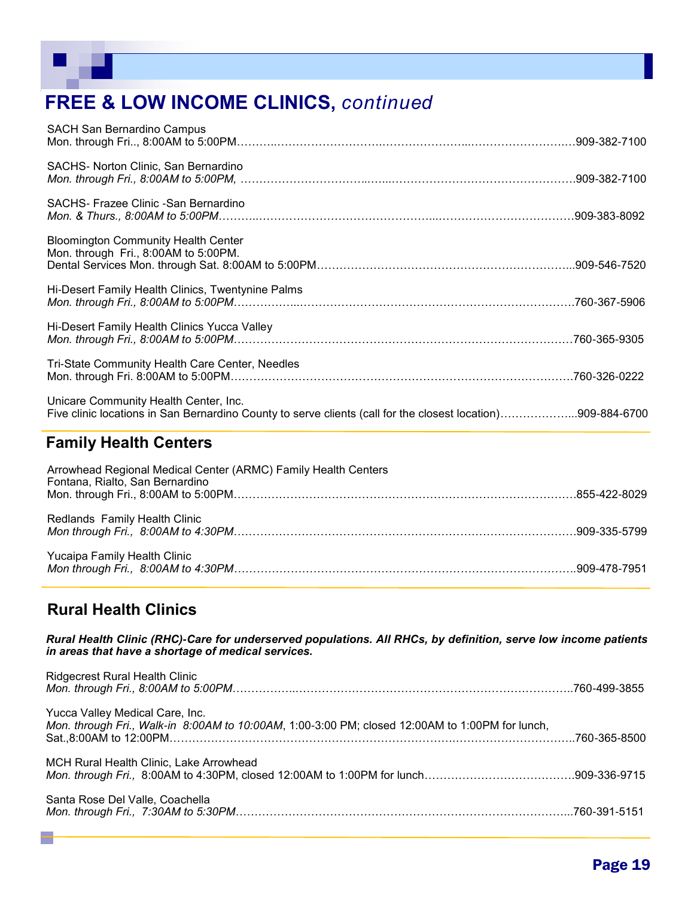# FREE & LOW INCOME CLINICS, *continued*

SACH San Bernardino Campus
Mon. through Fri.., 8:00AM to 5:00PM……………………………………………………………………………909-382-7100

SACHS- Norton Clinic, San Bernardino
*Mon. through Fri., 8:00AM to 5:00PM, ……………………………………………………………………………*909-382-7100

SACHS- Frazee Clinic -San Bernardino
*Mon. & Thurs., 8:00AM to 5:00PM……………………………………………………………………………*909-383-8092

Bloomington Community Health Center
Mon. through Fri., 8:00AM to 5:00PM.
Dental Services Mon. through Sat. 8:00AM to 5:00PM……………………………………………………909-546-7520

Hi-Desert Family Health Clinics, Twentynine Palms
*Mon. through Fri., 8:00AM to 5:00PM……………………………………………………………………………*760-367-5906

Hi-Desert Family Health Clinics Yucca Valley
*Mon. through Fri., 8:00AM to 5:00PM……………………………………………………………………………*760-365-9305

Tri-State Community Health Care Center, Needles
Mon. through Fri. 8:00AM to 5:00PM……………………………………………………………………………760-326-0222

Unicare Community Health Center, Inc.
Five clinic locations in San Bernardino County to serve clients (call for the closest location)………………...909-884-6700

## Family Health Centers

Arrowhead Regional Medical Center (ARMC) Family Health Centers
Fontana, Rialto, San Bernardino
Mon. through Fri., 8:00AM to 5:00PM……………………………………………………………………………855-422-8029

Redlands Family Health Clinic
*Mon through Fri., 8:00AM to 4:30PM……………………………………………………………………………*909-335-5799

Yucaipa Family Health Clinic
*Mon through Fri., 8:00AM to 4:30PM……………………………………………………………………………*909-478-7951

## Rural Health Clinics

***Rural Health Clinic (RHC)-Care for underserved populations. All RHCs, by definition, serve low income patients in areas that have a shortage of medical services.***

Ridgecrest Rural Health Clinic
*Mon. through Fri., 8:00AM to 5:00PM……………………………………………………………………………*760-499-3855

Yucca Valley Medical Care, Inc.
*Mon. through Fri., Walk-in 8:00AM to 10:00AM*, 1:00-3:00 PM; closed 12:00AM to 1:00PM for lunch,
Sat.,8:00AM to 12:00PM……………………………………………………………………………………………760-365-8500

MCH Rural Health Clinic, Lake Arrowhead
*Mon. through Fri.,* 8:00AM to 4:30PM, closed 12:00AM to 1:00PM for lunch…………………………………909-336-9715

Santa Rose Del Valle, Coachella
*Mon. through Fri., 7:30AM to 5:30PM……………………………………………………………………………*760-391-5151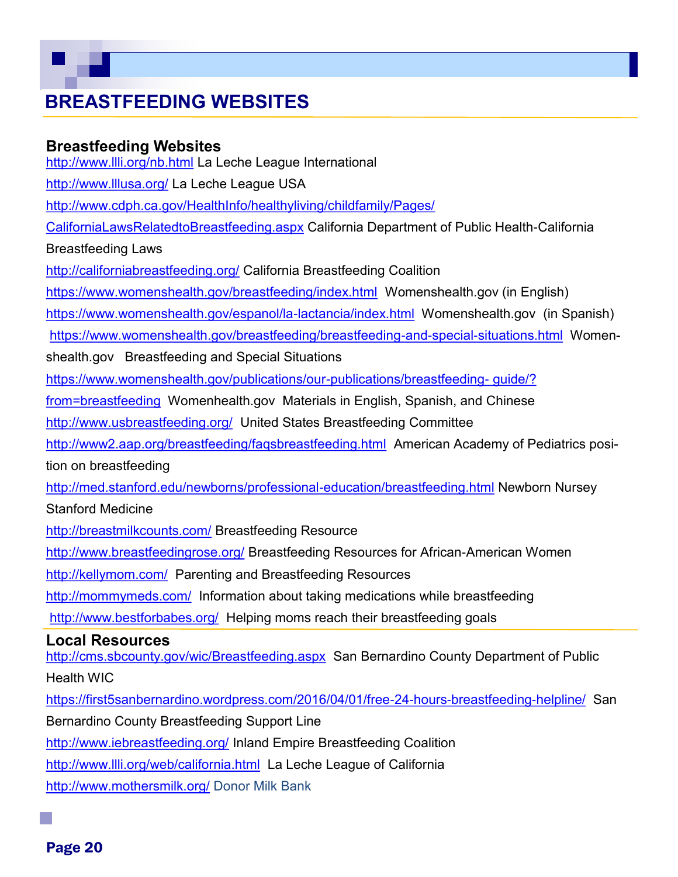# BREASTFEEDING WEBSITES

## Breastfeeding Websites

http://www.llli.org/nb.html La Leche League International

http://www.llusa.org/ La Leche League USA

http://www.cdph.ca.gov/HealthInfo/healthyliving/childfamily/Pages/CaliforniaLawsRelatedtoBreastfeeding.aspx California Department of Public Health-California Breastfeeding Laws

http://californiabreastfeeding.org/ California Breastfeeding Coalition

https://www.womenshealth.gov/breastfeeding/index.html Womenshealth.gov (in English)

https://www.womenshealth.gov/espanol/la-lactancia/index.html Womenshealth.gov (in Spanish)

https://www.womenshealth.gov/breastfeeding/breastfeeding-and-special-situations.html Womenshealth.gov Breastfeeding and Special Situations

https://www.womenshealth.gov/publications/our-publications/breastfeeding- guide/?from=breastfeeding Womenhealth.gov Materials in English, Spanish, and Chinese

http://www.usbreastfeeding.org/ United States Breastfeeding Committee

http://www2.aap.org/breastfeeding/faqsbreastfeeding.html American Academy of Pediatrics position on breastfeeding

http://med.stanford.edu/newborns/professional-education/breastfeeding.html Newborn Nursey Stanford Medicine

http://breastmilkcounts.com/ Breastfeeding Resource

http://www.breastfeedingrose.org/ Breastfeeding Resources for African-American Women

http://kellymom.com/ Parenting and Breastfeeding Resources

http://mommymeds.com/ Information about taking medications while breastfeeding

http://www.bestforbabes.org/ Helping moms reach their breastfeeding goals

## Local Resources

http://cms.sbcounty.gov/wic/Breastfeeding.aspx San Bernardino County Department of Public Health WIC

https://first5sanbernardino.wordpress.com/2016/04/01/free-24-hours-breastfeeding-helpline/ San Bernardino County Breastfeeding Support Line

http://www.iebreastfeeding.org/ Inland Empire Breastfeeding Coalition

http://www.llli.org/web/california.html La Leche League of California

http://www.mothersmilk.org/ Donor Milk Bank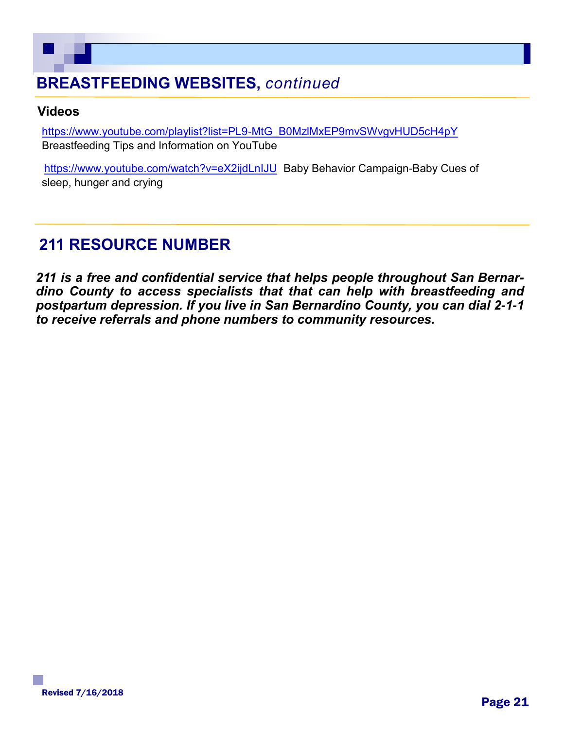## BREASTFEEDING WEBSITES, *continued*

### Videos

https://www.youtube.com/playlist?list=PL9-MtG_B0MzlMxEP9mvSWvgvHUD5cH4pY
Breastfeeding Tips and Information on YouTube

https://www.youtube.com/watch?v=eX2ijdLnIJU Baby Behavior Campaign-Baby Cues of sleep, hunger and crying

## 211 RESOURCE NUMBER

***211 is a free and confidential service that helps people throughout San Bernardino County to access specialists that that can help with breastfeeding and postpartum depression. If you live in San Bernardino County, you can dial 2-1-1 to receive referrals and phone numbers to community resources.***

Revised 7/16/2018